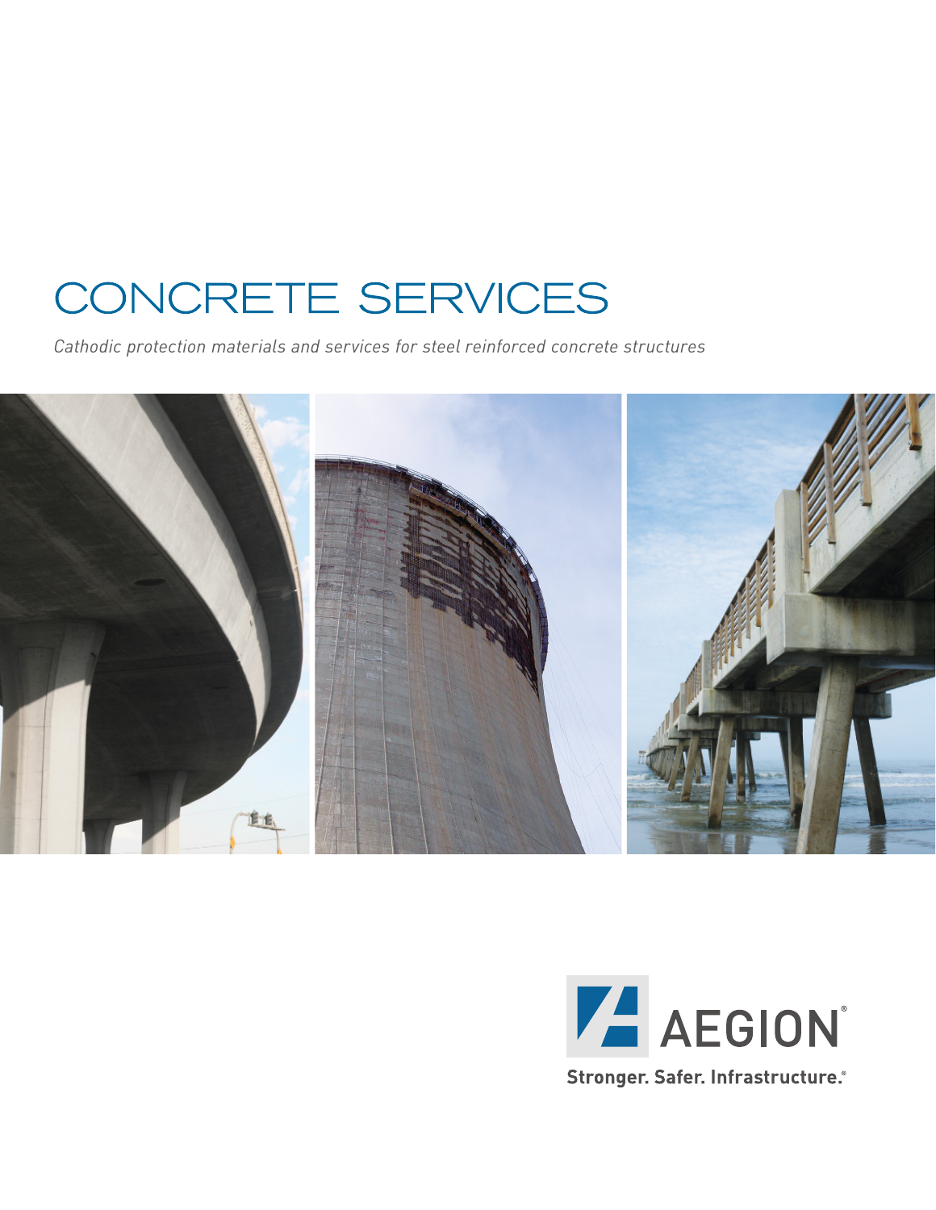# CONCRETE SERVICES

*Cathodic protection materials and services for steel reinforced concrete structures*

AEGION®

Stronger. Safer. Infrastructure.®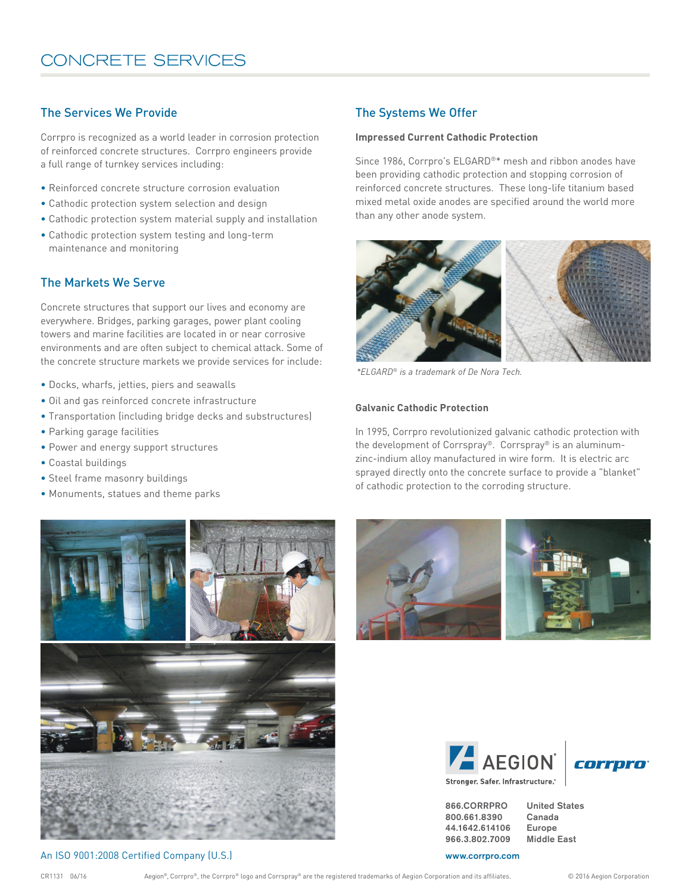# CONCRETE SERVICES

## The Services We Provide

Corrpro is recognized as a world leader in corrosion protection of reinforced concrete structures. Corrpro engineers provide a full range of turnkey services including:

- Reinforced concrete structure corrosion evaluation
- Cathodic protection system selection and design
- Cathodic protection system material supply and installation
- Cathodic protection system testing and long-term maintenance and monitoring

## The Markets We Serve

Concrete structures that support our lives and economy are everywhere. Bridges, parking garages, power plant cooling towers and marine facilities are located in or near corrosive environments and are often subject to chemical attack. Some of the concrete structure markets we provide services for include:

- Docks, wharfs, jetties, piers and seawalls
- Oil and gas reinforced concrete infrastructure
- Transportation (including bridge decks and substructures)
- Parking garage facilities
- Power and energy support structures
- Coastal buildings
- Steel frame masonry buildings
- Monuments, statues and theme parks

## The Systems We Offer

### Impressed Current Cathodic Protection

Since 1986, Corrpro's ELGARD®* mesh and ribbon anodes have been providing cathodic protection and stopping corrosion of reinforced concrete structures. These long-life titanium based mixed metal oxide anodes are specified around the world more than any other anode system.

*\*ELGARD® is a trademark of De Nora Tech.*

### Galvanic Cathodic Protection

In 1995, Corrpro revolutionized galvanic cathodic protection with the development of Corrspray®. Corrspray® is an aluminum-zinc-indium alloy manufactured in wire form. It is electric arc sprayed directly onto the concrete surface to provide a "blanket" of cathodic protection to the corroding structure.

An ISO 9001:2008 Certified Company (U.S.)

AEGION® Stronger. Safer. Infrastructure.® | corrpro®

| | |
|---|---|
| 866.CORRPRO | United States |
| 800.661.8390 | Canada |
| 44.1642.614106 | Europe |
| 966.3.802.7009 | Middle East |

www.corrpro.com

CR1131 06/16 — Aegion®, Corrpro®, the Corrpro® logo and Corrspray® are the registered trademarks of Aegion Corporation and its affiliates. © 2016 Aegion Corporation